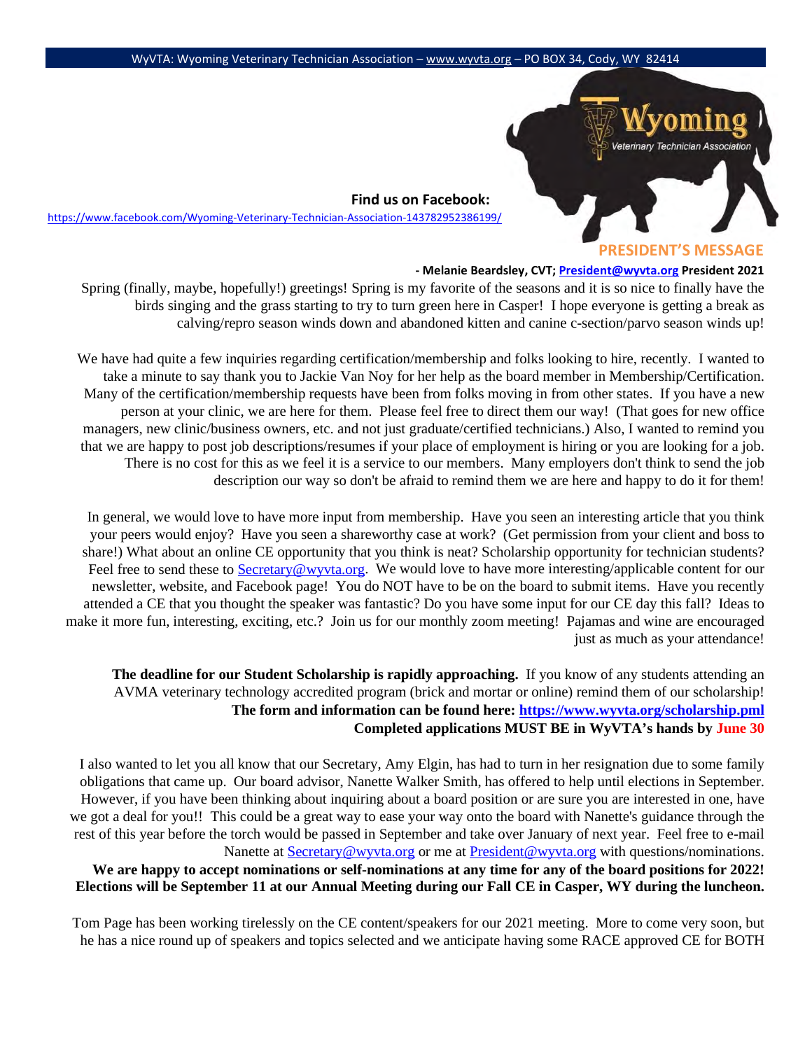WyVTA: Wyoming Veterinary Technician Association – www.wyvta.org – PO BOX 34, Cody, WY 82414

**Find us on Facebook:**
https://www.facebook.com/Wyoming-Veterinary-Technician-Association-143782952386199/

## PRESIDENT'S MESSAGE

**- Melanie Beardsley, CVT; President@wyvta.org President 2021**

Spring (finally, maybe, hopefully!) greetings! Spring is my favorite of the seasons and it is so nice to finally have the birds singing and the grass starting to try to turn green here in Casper! I hope everyone is getting a break as calving/repro season winds down and abandoned kitten and canine c-section/parvo season winds up!

We have had quite a few inquiries regarding certification/membership and folks looking to hire, recently. I wanted to take a minute to say thank you to Jackie Van Noy for her help as the board member in Membership/Certification. Many of the certification/membership requests have been from folks moving in from other states. If you have a new person at your clinic, we are here for them. Please feel free to direct them our way! (That goes for new office managers, new clinic/business owners, etc. and not just graduate/certified technicians.) Also, I wanted to remind you that we are happy to post job descriptions/resumes if your place of employment is hiring or you are looking for a job. There is no cost for this as we feel it is a service to our members. Many employers don't think to send the job description our way so don't be afraid to remind them we are here and happy to do it for them!

In general, we would love to have more input from membership. Have you seen an interesting article that you think your peers would enjoy? Have you seen a shareworthy case at work? (Get permission from your client and boss to share!) What about an online CE opportunity that you think is neat? Scholarship opportunity for technician students? Feel free to send these to Secretary@wyvta.org. We would love to have more interesting/applicable content for our newsletter, website, and Facebook page! You do NOT have to be on the board to submit items. Have you recently attended a CE that you thought the speaker was fantastic? Do you have some input for our CE day this fall? Ideas to make it more fun, interesting, exciting, etc.? Join us for our monthly zoom meeting! Pajamas and wine are encouraged just as much as your attendance!

**The deadline for our Student Scholarship is rapidly approaching.** If you know of any students attending an AVMA veterinary technology accredited program (brick and mortar or online) remind them of our scholarship! **The form and information can be found here: https://www.wyvta.org/scholarship.pml**
**Completed applications MUST BE in WyVTA's hands by June 30**

I also wanted to let you all know that our Secretary, Amy Elgin, has had to turn in her resignation due to some family obligations that came up. Our board advisor, Nanette Walker Smith, has offered to help until elections in September. However, if you have been thinking about inquiring about a board position or are sure you are interested in one, have we got a deal for you!! This could be a great way to ease your way onto the board with Nanette's guidance through the rest of this year before the torch would be passed in September and take over January of next year. Feel free to e-mail Nanette at Secretary@wyvta.org or me at President@wyvta.org with questions/nominations.
**We are happy to accept nominations or self-nominations at any time for any of the board positions for 2022! Elections will be September 11 at our Annual Meeting during our Fall CE in Casper, WY during the luncheon.**

Tom Page has been working tirelessly on the CE content/speakers for our 2021 meeting. More to come very soon, but he has a nice round up of speakers and topics selected and we anticipate having some RACE approved CE for BOTH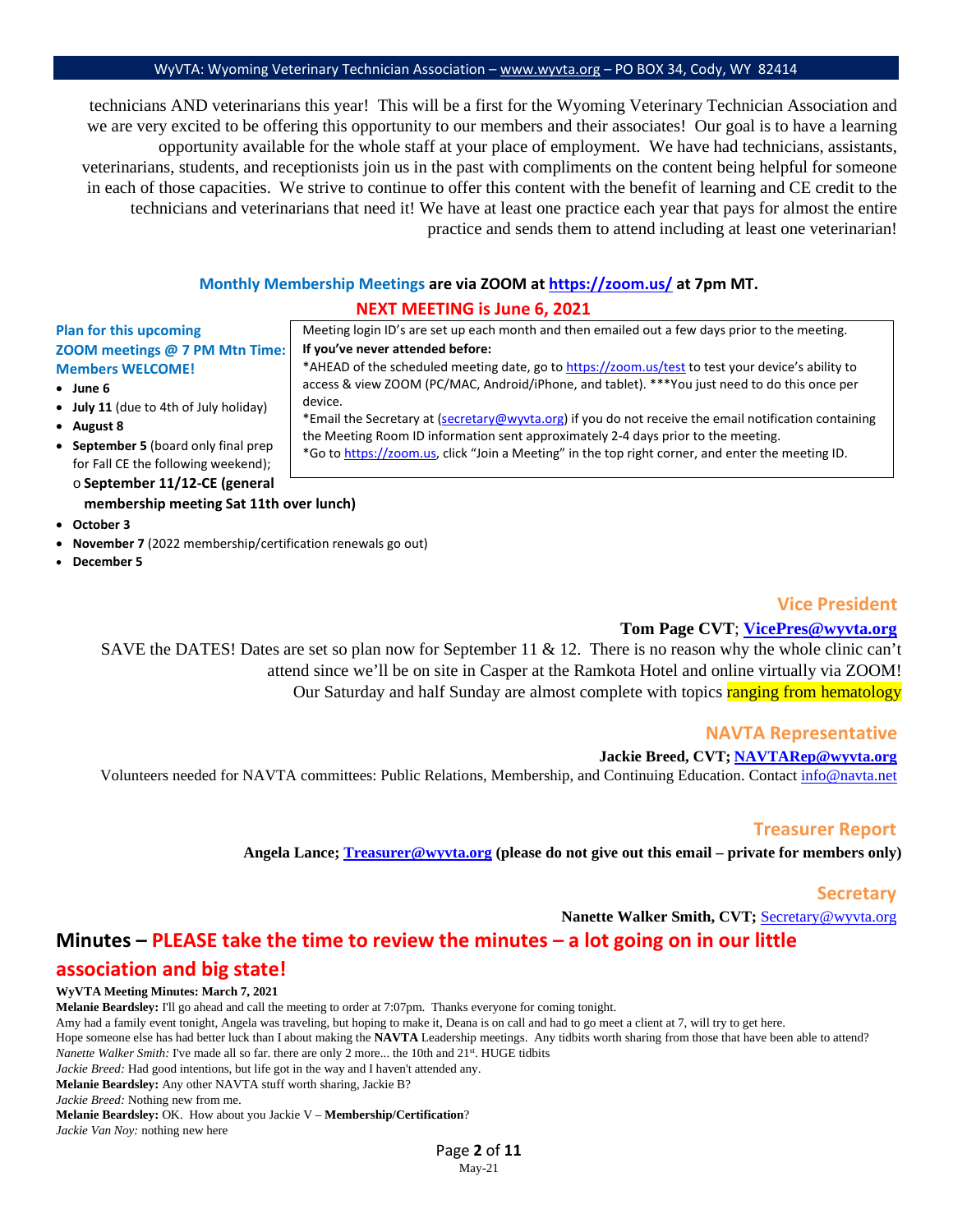technicians AND veterinarians this year! This will be a first for the Wyoming Veterinary Technician Association and we are very excited to be offering this opportunity to our members and their associates! Our goal is to have a learning opportunity available for the whole staff at your place of employment. We have had technicians, assistants, veterinarians, students, and receptionists join us in the past with compliments on the content being helpful for someone in each of those capacities. We strive to continue to offer this content with the benefit of learning and CE credit to the technicians and veterinarians that need it! We have at least one practice each year that pays for almost the entire practice and sends them to attend including at least one veterinarian!

**Monthly Membership Meetings are via ZOOM at [https://zoom.us/](https://zoom.us/) at 7pm MT.**

**NEXT MEETING is June 6, 2021**

**Plan for this upcoming ZOOM meetings @ 7 PM Mtn Time: Members WELCOME!**

- **June 6**
- **July 11** (due to 4th of July holiday)
- **August 8**
- **September 5** (board only final prep for Fall CE the following weekend);
  - **September 11/12-CE (general membership meeting Sat 11th over lunch)**
- **October 3**
- **November 7** (2022 membership/certification renewals go out)
- **December 5**

Meeting login ID's are set up each month and then emailed out a few days prior to the meeting.

**If you've never attended before:**

*AHEAD of the scheduled meeting date, go to [https://zoom.us/test](https://zoom.us/test) to test your device's ability to access & view ZOOM (PC/MAC, Android/iPhone, and tablet). ***You just need to do this once per device.

*Email the Secretary at (secretary@wyvta.org) if you do not receive the email notification containing the Meeting Room ID information sent approximately 2-4 days prior to the meeting.

*Go to [https://zoom.us](https://zoom.us), click "Join a Meeting" in the top right corner, and enter the meeting ID.

## Vice President

**Tom Page CVT; VicePres@wyvta.org**

SAVE the DATES! Dates are set so plan now for September 11 & 12. There is no reason why the whole clinic can't attend since we'll be on site in Casper at the Ramkota Hotel and online virtually via ZOOM! Our Saturday and half Sunday are almost complete with topics ranging from hematology

## NAVTA Representative

**Jackie Breed, CVT; NAVTARep@wyvta.org**

Volunteers needed for NAVTA committees: Public Relations, Membership, and Continuing Education. Contact info@navta.net

## Treasurer Report

**Angela Lance; Treasurer@wyvta.org (please do not give out this email – private for members only)**

## Secretary

**Nanette Walker Smith, CVT;** Secretary@wyvta.org

## Minutes – PLEASE take the time to review the minutes – a lot going on in our little association and big state!

**WyVTA Meeting Minutes: March 7, 2021**

**Melanie Beardsley:** I'll go ahead and call the meeting to order at 7:07pm. Thanks everyone for coming tonight.

Amy had a family event tonight, Angela was traveling, but hoping to make it, Deana is on call and had to go meet a client at 7, will try to get here.

Hope someone else has had better luck than I about making the **NAVTA** Leadership meetings. Any tidbits worth sharing from those that have been able to attend?

*Nanette Walker Smith:* I've made all so far. there are only 2 more... the 10th and 21st. HUGE tidbits

*Jackie Breed:* Had good intentions, but life got in the way and I haven't attended any.

**Melanie Beardsley:** Any other NAVTA stuff worth sharing, Jackie B?

*Jackie Breed:* Nothing new from me.

**Melanie Beardsley:** OK. How about you Jackie V – **Membership/Certification**?

*Jackie Van Noy:* nothing new here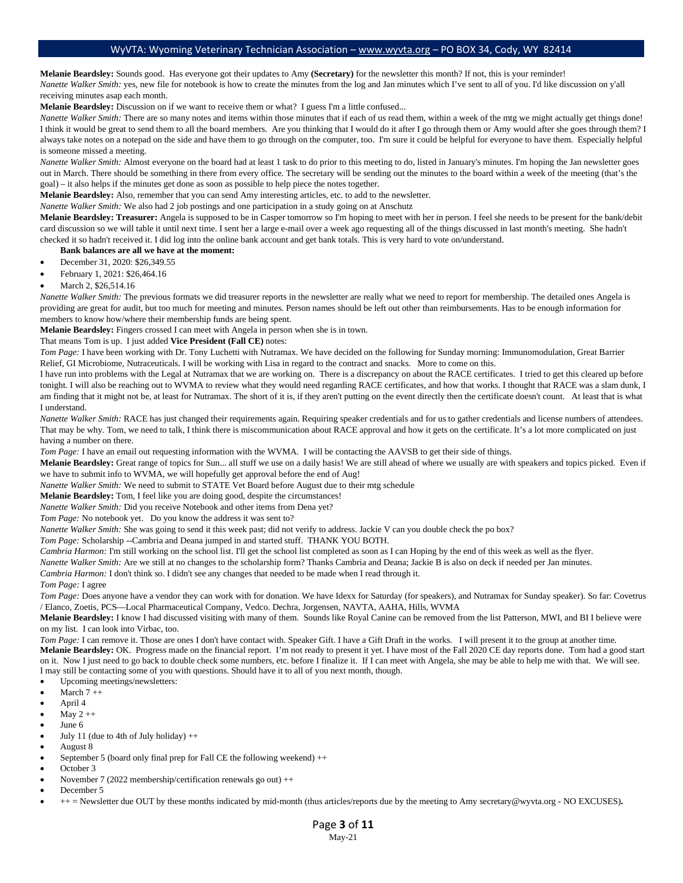**Melanie Beardsley:** Sounds good. Has everyone got their updates to Amy **(Secretary)** for the newsletter this month? If not, this is your reminder!

*Nanette Walker Smith:* yes, new file for notebook is how to create the minutes from the log and Jan minutes which I've sent to all of you. I'd like discussion on y'all receiving minutes asap each month.

**Melanie Beardsley:** Discussion on if we want to receive them or what? I guess I'm a little confused...

*Nanette Walker Smith:* There are so many notes and items within those minutes that if each of us read them, within a week of the mtg we might actually get things done! I think it would be great to send them to all the board members. Are you thinking that I would do it after I go through them or Amy would after she goes through them? I always take notes on a notepad on the side and have them to go through on the computer, too. I'm sure it could be helpful for everyone to have them. Especially helpful is someone missed a meeting.

*Nanette Walker Smith:* Almost everyone on the board had at least 1 task to do prior to this meeting to do, listed in January's minutes. I'm hoping the Jan newsletter goes out in March. There should be something in there from every office. The secretary will be sending out the minutes to the board within a week of the meeting (that's the goal) – it also helps if the minutes get done as soon as possible to help piece the notes together.

**Melanie Beardsley:** Also, remember that you can send Amy interesting articles, etc. to add to the newsletter.

*Nanette Walker Smith:* We also had 2 job postings and one participation in a study going on at Anschutz

**Melanie Beardsley: Treasurer:** Angela is supposed to be in Casper tomorrow so I'm hoping to meet with her in person. I feel she needs to be present for the bank/debit card discussion so we will table it until next time. I sent her a large e-mail over a week ago requesting all of the things discussed in last month's meeting. She hadn't checked it so hadn't received it. I did log into the online bank account and get bank totals. This is very hard to vote on/understand.

**Bank balances are all we have at the moment:**

- December 31, 2020: $26,349.55
- February 1, 2021: $26,464.16
- March 2, $26,514.16

*Nanette Walker Smith:* The previous formats we did treasurer reports in the newsletter are really what we need to report for membership. The detailed ones Angela is providing are great for audit, but too much for meeting and minutes. Person names should be left out other than reimbursements. Has to be enough information for members to know how/where their membership funds are being spent.

**Melanie Beardsley:** Fingers crossed I can meet with Angela in person when she is in town.

That means Tom is up. I just added **Vice President (Fall CE)** notes:

*Tom Page:* I have been working with Dr. Tony Luchetti with Nutramax. We have decided on the following for Sunday morning: Immunomodulation, Great Barrier Relief, GI Microbiome, Nutraceuticals. I will be working with Lisa in regard to the contract and snacks. More to come on this.

I have run into problems with the Legal at Nutramax that we are working on. There is a discrepancy on about the RACE certificates. I tried to get this cleared up before tonight. I will also be reaching out to WVMA to review what they would need regarding RACE certificates, and how that works. I thought that RACE was a slam dunk, I am finding that it might not be, at least for Nutramax. The short of it is, if they aren't putting on the event directly then the certificate doesn't count. At least that is what I understand.

*Nanette Walker Smith:* RACE has just changed their requirements again. Requiring speaker credentials and for us to gather credentials and license numbers of attendees. That may be why. Tom, we need to talk, I think there is miscommunication about RACE approval and how it gets on the certificate. It's a lot more complicated on just having a number on there.

*Tom Page:* I have an email out requesting information with the WVMA. I will be contacting the AAVSB to get their side of things.

**Melanie Beardsley:** Great range of topics for Sun... all stuff we use on a daily basis! We are still ahead of where we usually are with speakers and topics picked. Even if we have to submit info to WVMA, we will hopefully get approval before the end of Aug!

*Nanette Walker Smith:* We need to submit to STATE Vet Board before August due to their mtg schedule

**Melanie Beardsley:** Tom, I feel like you are doing good, despite the circumstances!

*Nanette Walker Smith:* Did you receive Notebook and other items from Dena yet?

*Tom Page:* No notebook yet. Do you know the address it was sent to?

*Nanette Walker Smith:* She was going to send it this week past; did not verify to address. Jackie V can you double check the po box?

*Tom Page:* Scholarship --Cambria and Deana jumped in and started stuff. THANK YOU BOTH.

*Cambria Harmon:* I'm still working on the school list. I'll get the school list completed as soon as I can Hoping by the end of this week as well as the flyer.

*Nanette Walker Smith:* Are we still at no changes to the scholarship form? Thanks Cambria and Deana; Jackie B is also on deck if needed per Jan minutes.

*Cambria Harmon:* I don't think so. I didn't see any changes that needed to be made when I read through it.

*Tom Page:* I agree

*Tom Page:* Does anyone have a vendor they can work with for donation. We have Idexx for Saturday (for speakers), and Nutramax for Sunday speaker). So far: Covetrus / Elanco, Zoetis, PCS—Local Pharmaceutical Company, Vedco. Dechra, Jorgensen, NAVTA, AAHA, Hills, WVMA

**Melanie Beardsley:** I know I had discussed visiting with many of them. Sounds like Royal Canine can be removed from the list Patterson, MWI, and BI I believe were on my list. I can look into Virbac, too.

*Tom Page:* I can remove it. Those are ones I don't have contact with. Speaker Gift. I have a Gift Draft in the works. I will present it to the group at another time.

**Melanie Beardsley:** OK. Progress made on the financial report. I'm not ready to present it yet. I have most of the Fall 2020 CE day reports done. Tom had a good start on it. Now I just need to go back to double check some numbers, etc. before I finalize it. If I can meet with Angela, she may be able to help me with that. We will see. I may still be contacting some of you with questions. Should have it to all of you next month, though.

- Upcoming meetings/newsletters:
- March 7 ++
- April 4
- May 2 ++
- June 6
- July 11 (due to 4th of July holiday) ++
- August 8
- September 5 (board only final prep for Fall CE the following weekend) ++
- October 3
- November 7 (2022 membership/certification renewals go out) ++
- December 5
- ++ = Newsletter due OUT by these months indicated by mid-month (thus articles/reports due by the meeting to Amy secretary@wyvta.org - NO EXCUSES**).**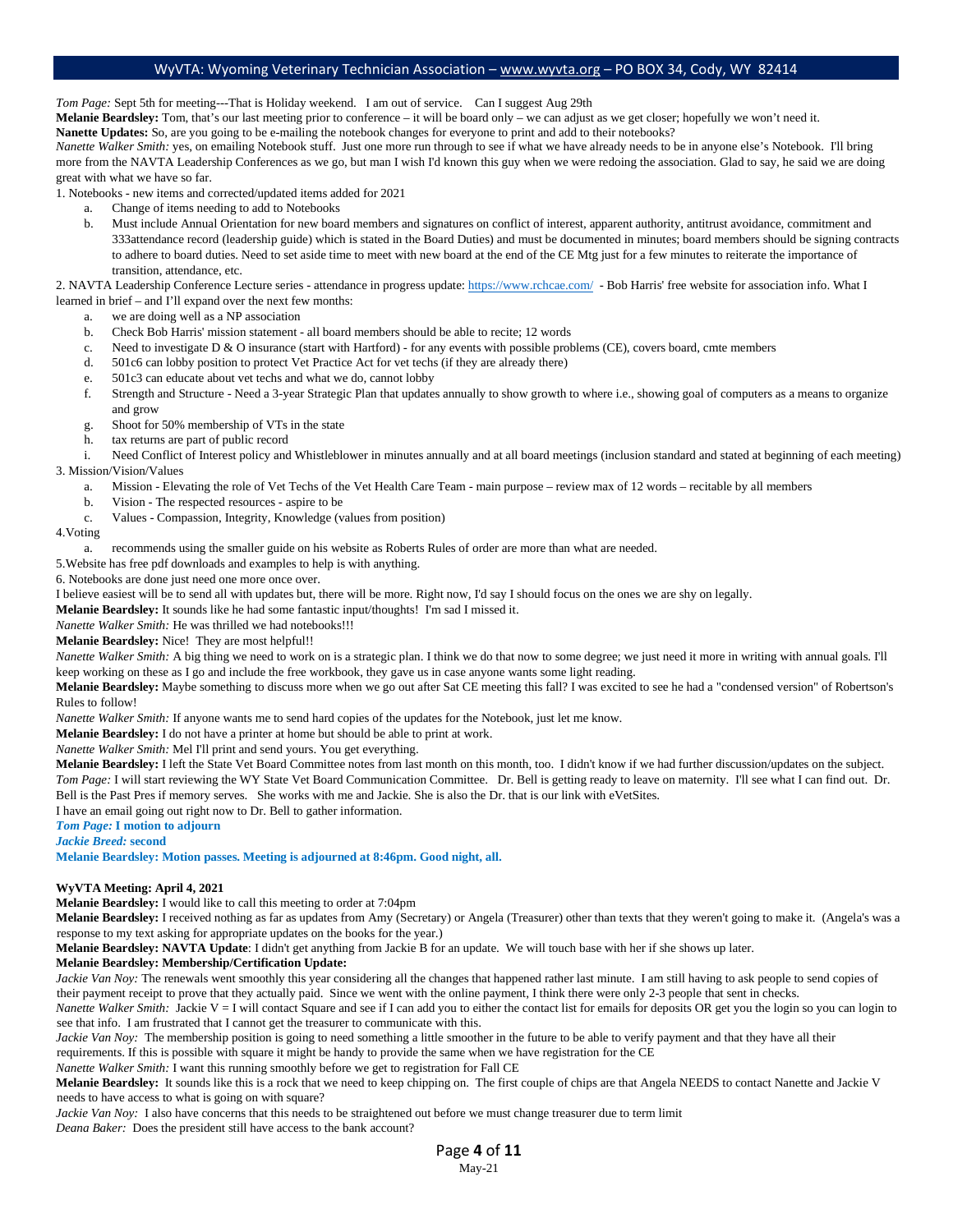*Tom Page:* Sept 5th for meeting---That is Holiday weekend. I am out of service. Can I suggest Aug 29th

**Melanie Beardsley:** Tom, that's our last meeting prior to conference – it will be board only – we can adjust as we get closer; hopefully we won't need it.

**Nanette Updates:** So, are you going to be e-mailing the notebook changes for everyone to print and add to their notebooks?

*Nanette Walker Smith:* yes, on emailing Notebook stuff. Just one more run through to see if what we have already needs to be in anyone else's Notebook. I'll bring more from the NAVTA Leadership Conferences as we go, but man I wish I'd known this guy when we were redoing the association. Glad to say, he said we are doing great with what we have so far.

1. Notebooks - new items and corrected/updated items added for 2021
   a. Change of items needing to add to Notebooks
   b. Must include Annual Orientation for new board members and signatures on conflict of interest, apparent authority, antitrust avoidance, commitment and 333attendance record (leadership guide) which is stated in the Board Duties) and must be documented in minutes; board members should be signing contracts to adhere to board duties. Need to set aside time to meet with new board at the end of the CE Mtg just for a few minutes to reiterate the importance of transition, attendance, etc.

2. NAVTA Leadership Conference Lecture series - attendance in progress update: https://www.rchcae.com/ - Bob Harris' free website for association info. What I learned in brief – and I'll expand over the next few months:
   a. we are doing well as a NP association
   b. Check Bob Harris' mission statement - all board members should be able to recite; 12 words
   c. Need to investigate D & O insurance (start with Hartford) - for any events with possible problems (CE), covers board, cmte members
   d. 501c6 can lobby position to protect Vet Practice Act for vet techs (if they are already there)
   e. 501c3 can educate about vet techs and what we do, cannot lobby
   f. Strength and Structure - Need a 3-year Strategic Plan that updates annually to show growth to where i.e., showing goal of computers as a means to organize and grow
   g. Shoot for 50% membership of VTs in the state
   h. tax returns are part of public record
   i. Need Conflict of Interest policy and Whistleblower in minutes annually and at all board meetings (inclusion standard and stated at beginning of each meeting)

3. Mission/Vision/Values
   a. Mission - Elevating the role of Vet Techs of the Vet Health Care Team - main purpose – review max of 12 words – recitable by all members
   b. Vision - The respected resources - aspire to be
   c. Values - Compassion, Integrity, Knowledge (values from position)

4.Voting
   a. recommends using the smaller guide on his website as Roberts Rules of order are more than what are needed.

5.Website has free pdf downloads and examples to help is with anything.

6. Notebooks are done just need one more once over.

I believe easiest will be to send all with updates but, there will be more. Right now, I'd say I should focus on the ones we are shy on legally.

**Melanie Beardsley:** It sounds like he had some fantastic input/thoughts! I'm sad I missed it.

*Nanette Walker Smith:* He was thrilled we had notebooks!!!

**Melanie Beardsley:** Nice! They are most helpful!!

*Nanette Walker Smith:* A big thing we need to work on is a strategic plan. I think we do that now to some degree; we just need it more in writing with annual goals. I'll keep working on these as I go and include the free workbook, they gave us in case anyone wants some light reading.

**Melanie Beardsley:** Maybe something to discuss more when we go out after Sat CE meeting this fall? I was excited to see he had a "condensed version" of Robertson's Rules to follow!

*Nanette Walker Smith:* If anyone wants me to send hard copies of the updates for the Notebook, just let me know.

**Melanie Beardsley:** I do not have a printer at home but should be able to print at work.

*Nanette Walker Smith:* Mel I'll print and send yours. You get everything.

**Melanie Beardsley:** I left the State Vet Board Committee notes from last month on this month, too. I didn't know if we had further discussion/updates on the subject.

*Tom Page:* I will start reviewing the WY State Vet Board Communication Committee. Dr. Bell is getting ready to leave on maternity. I'll see what I can find out. Dr. Bell is the Past Pres if memory serves. She works with me and Jackie. She is also the Dr. that is our link with eVetSites.

I have an email going out right now to Dr. Bell to gather information.

***Tom Page:* I motion to adjourn**

***Jackie Breed:* second**

**Melanie Beardsley: Motion passes. Meeting is adjourned at 8:46pm. Good night, all.**

**WyVTA Meeting: April 4, 2021**

**Melanie Beardsley:** I would like to call this meeting to order at 7:04pm

**Melanie Beardsley:** I received nothing as far as updates from Amy (Secretary) or Angela (Treasurer) other than texts that they weren't going to make it. (Angela's was a response to my text asking for appropriate updates on the books for the year.)

**Melanie Beardsley: NAVTA Update**: I didn't get anything from Jackie B for an update. We will touch base with her if she shows up later.

**Melanie Beardsley: Membership/Certification Update:**

*Jackie Van Noy:* The renewals went smoothly this year considering all the changes that happened rather last minute. I am still having to ask people to send copies of their payment receipt to prove that they actually paid. Since we went with the online payment, I think there were only 2-3 people that sent in checks.

*Nanette Walker Smith:* Jackie V = I will contact Square and see if I can add you to either the contact list for emails for deposits OR get you the login so you can login to see that info. I am frustrated that I cannot get the treasurer to communicate with this.

*Jackie Van Noy:* The membership position is going to need something a little smoother in the future to be able to verify payment and that they have all their requirements. If this is possible with square it might be handy to provide the same when we have registration for the CE

*Nanette Walker Smith:* I want this running smoothly before we get to registration for Fall CE

**Melanie Beardsley:** It sounds like this is a rock that we need to keep chipping on. The first couple of chips are that Angela NEEDS to contact Nanette and Jackie V needs to have access to what is going on with square?

*Jackie Van Noy:* I also have concerns that this needs to be straightened out before we must change treasurer due to term limit

*Deana Baker:* Does the president still have access to the bank account?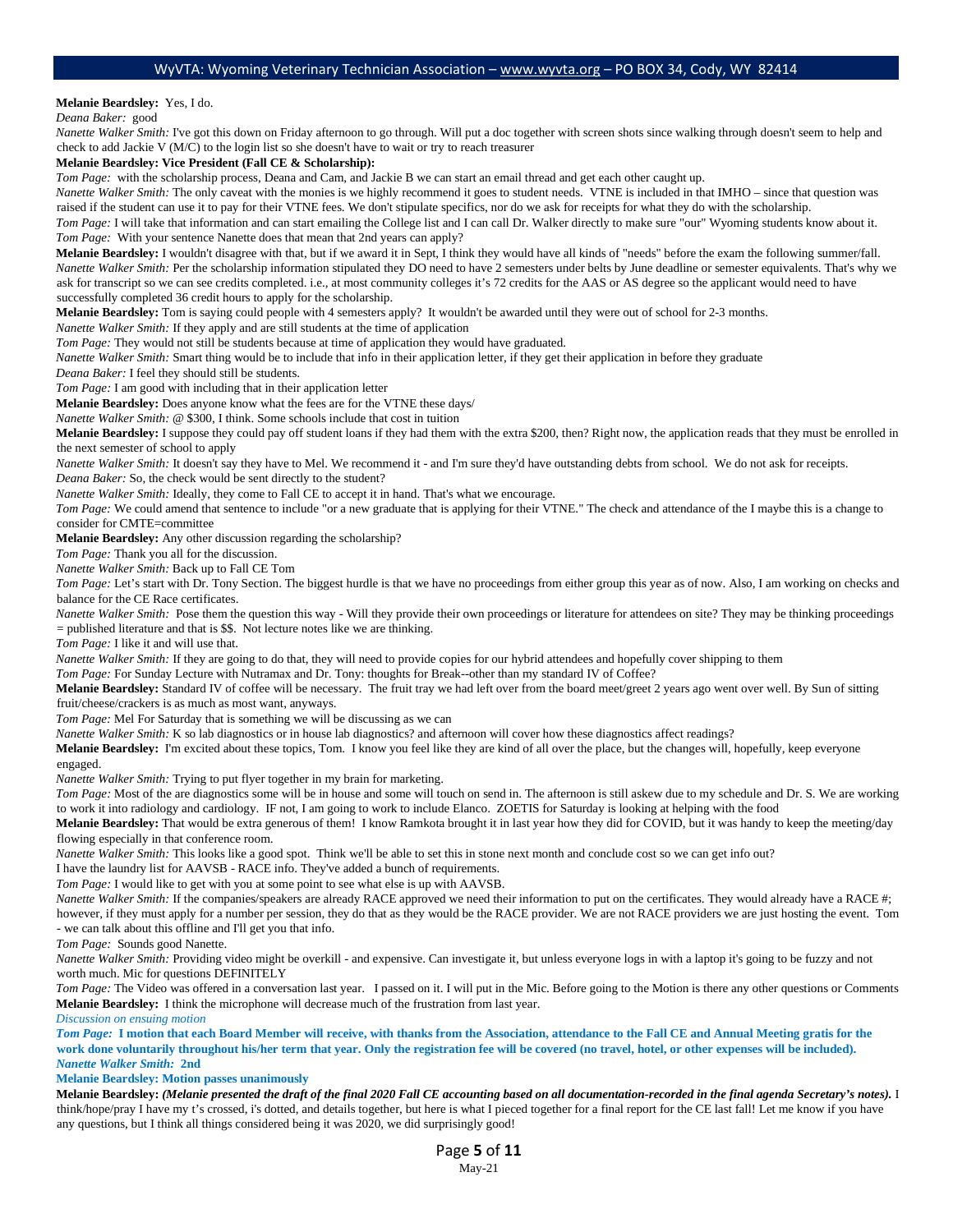**Melanie Beardsley:** Yes, I do.

*Deana Baker:* good

*Nanette Walker Smith:* I've got this down on Friday afternoon to go through. Will put a doc together with screen shots since walking through doesn't seem to help and check to add Jackie V (M/C) to the login list so she doesn't have to wait or try to reach treasurer

**Melanie Beardsley: Vice President (Fall CE & Scholarship):**

*Tom Page:* with the scholarship process, Deana and Cam, and Jackie B we can start an email thread and get each other caught up.

*Nanette Walker Smith:* The only caveat with the monies is we highly recommend it goes to student needs. VTNE is included in that IMHO – since that question was raised if the student can use it to pay for their VTNE fees. We don't stipulate specifics, nor do we ask for receipts for what they do with the scholarship.

*Tom Page:* I will take that information and can start emailing the College list and I can call Dr. Walker directly to make sure "our" Wyoming students know about it.

*Tom Page:* With your sentence Nanette does that mean that 2nd years can apply?

**Melanie Beardsley:** I wouldn't disagree with that, but if we award it in Sept, I think they would have all kinds of "needs" before the exam the following summer/fall.

*Nanette Walker Smith:* Per the scholarship information stipulated they DO need to have 2 semesters under belts by June deadline or semester equivalents. That's why we ask for transcript so we can see credits completed. i.e., at most community colleges it's 72 credits for the AAS or AS degree so the applicant would need to have successfully completed 36 credit hours to apply for the scholarship.

**Melanie Beardsley:** Tom is saying could people with 4 semesters apply? It wouldn't be awarded until they were out of school for 2-3 months.

*Nanette Walker Smith:* If they apply and are still students at the time of application

*Tom Page:* They would not still be students because at time of application they would have graduated.

*Nanette Walker Smith:* Smart thing would be to include that info in their application letter, if they get their application in before they graduate

*Deana Baker:* I feel they should still be students.

*Tom Page:* I am good with including that in their application letter

**Melanie Beardsley:** Does anyone know what the fees are for the VTNE these days/

*Nanette Walker Smith:* @ $300, I think. Some schools include that cost in tuition

**Melanie Beardsley:** I suppose they could pay off student loans if they had them with the extra $200, then? Right now, the application reads that they must be enrolled in the next semester of school to apply

*Nanette Walker Smith:* It doesn't say they have to Mel. We recommend it - and I'm sure they'd have outstanding debts from school. We do not ask for receipts.

*Deana Baker:* So, the check would be sent directly to the student?

*Nanette Walker Smith:* Ideally, they come to Fall CE to accept it in hand. That's what we encourage.

*Tom Page:* We could amend that sentence to include "or a new graduate that is applying for their VTNE." The check and attendance of the I maybe this is a change to consider for CMTE=committee

**Melanie Beardsley:** Any other discussion regarding the scholarship?

*Tom Page:* Thank you all for the discussion.

*Nanette Walker Smith:* Back up to Fall CE Tom

*Tom Page:* Let's start with Dr. Tony Section. The biggest hurdle is that we have no proceedings from either group this year as of now. Also, I am working on checks and balance for the CE Race certificates.

*Nanette Walker Smith:* Pose them the question this way - Will they provide their own proceedings or literature for attendees on site? They may be thinking proceedings = published literature and that is $$. Not lecture notes like we are thinking.

*Tom Page:* I like it and will use that.

*Nanette Walker Smith:* If they are going to do that, they will need to provide copies for our hybrid attendees and hopefully cover shipping to them

*Tom Page:* For Sunday Lecture with Nutramax and Dr. Tony: thoughts for Break--other than my standard IV of Coffee?

**Melanie Beardsley:** Standard IV of coffee will be necessary. The fruit tray we had left over from the board meet/greet 2 years ago went over well. By Sun of sitting fruit/cheese/crackers is as much as most want, anyways.

*Tom Page:* Mel For Saturday that is something we will be discussing as we can

*Nanette Walker Smith:* K so lab diagnostics or in house lab diagnostics? and afternoon will cover how these diagnostics affect readings?

**Melanie Beardsley:** I'm excited about these topics, Tom. I know you feel like they are kind of all over the place, but the changes will, hopefully, keep everyone engaged.

*Nanette Walker Smith:* Trying to put flyer together in my brain for marketing.

*Tom Page:* Most of the are diagnostics some will be in house and some will touch on send in. The afternoon is still askew due to my schedule and Dr. S. We are working to work it into radiology and cardiology. IF not, I am going to work to include Elanco. ZOETIS for Saturday is looking at helping with the food

**Melanie Beardsley:** That would be extra generous of them! I know Ramkota brought it in last year how they did for COVID, but it was handy to keep the meeting/day flowing especially in that conference room.

*Nanette Walker Smith:* This looks like a good spot. Think we'll be able to set this in stone next month and conclude cost so we can get info out?

I have the laundry list for AAVSB - RACE info. They've added a bunch of requirements.

*Tom Page:* I would like to get with you at some point to see what else is up with AAVSB.

*Nanette Walker Smith:* If the companies/speakers are already RACE approved we need their information to put on the certificates. They would already have a RACE #; however, if they must apply for a number per session, they do that as they would be the RACE provider. We are not RACE providers we are just hosting the event. Tom - we can talk about this offline and I'll get you that info.

*Tom Page:* Sounds good Nanette.

*Nanette Walker Smith:* Providing video might be overkill - and expensive. Can investigate it, but unless everyone logs in with a laptop it's going to be fuzzy and not worth much. Mic for questions DEFINITELY

*Tom Page:* The Video was offered in a conversation last year. I passed on it. I will put in the Mic. Before going to the Motion is there any other questions or Comments

**Melanie Beardsley:** I think the microphone will decrease much of the frustration from last year.

*Discussion on ensuing motion*

***Tom Page:* I motion that each Board Member will receive, with thanks from the Association, attendance to the Fall CE and Annual Meeting gratis for the work done voluntarily throughout his/her term that year. Only the registration fee will be covered (no travel, hotel, or other expenses will be included).**

***Nanette Walker Smith:* 2nd**

**Melanie Beardsley: Motion passes unanimously**

**Melanie Beardsley:** ***(Melanie presented the draft of the final 2020 Fall CE accounting based on all documentation-recorded in the final agenda Secretary's notes).*** I think/hope/pray I have my t's crossed, i's dotted, and details together, but here is what I pieced together for a final report for the CE last fall! Let me know if you have any questions, but I think all things considered being it was 2020, we did surprisingly good!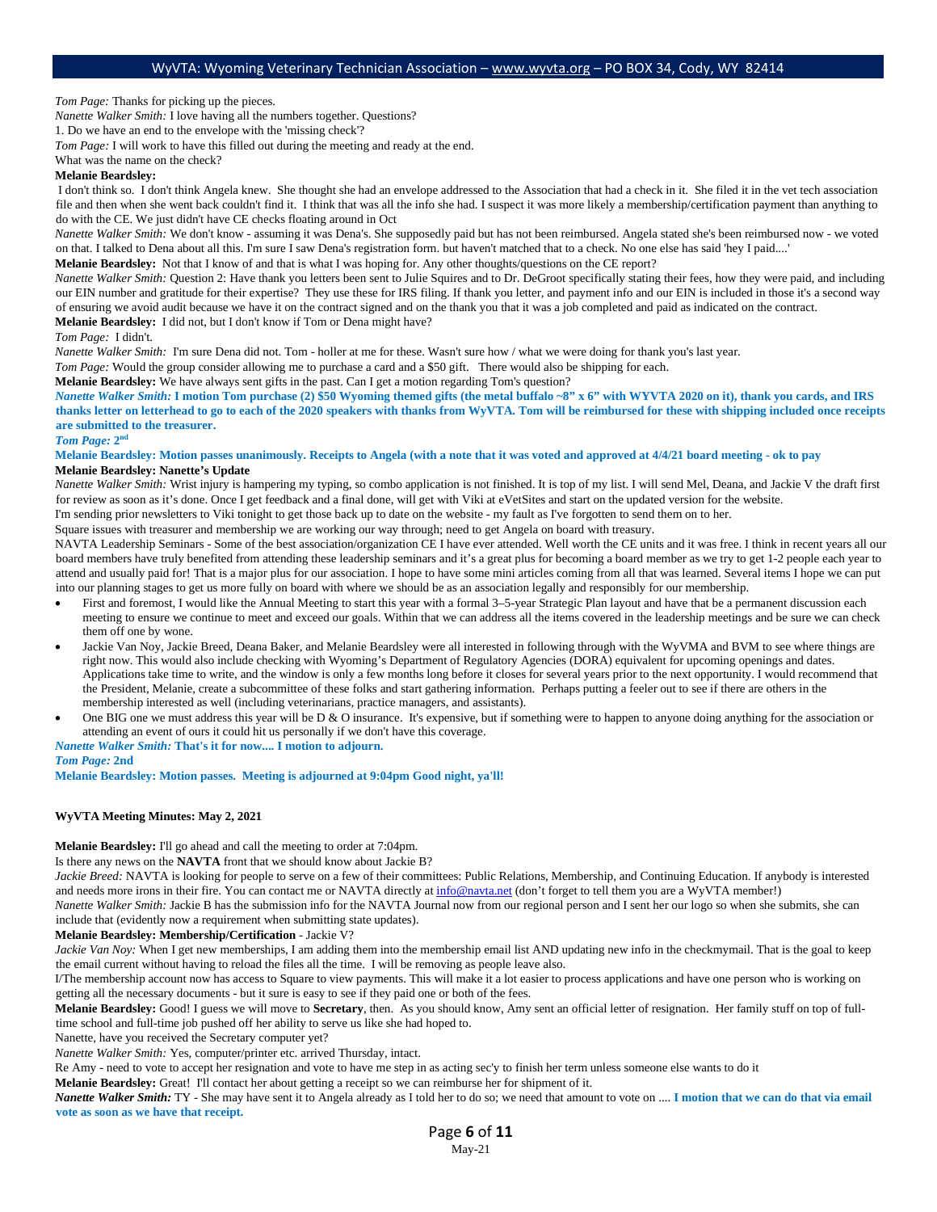*Tom Page:* Thanks for picking up the pieces.

*Nanette Walker Smith:* I love having all the numbers together. Questions?

1. Do we have an end to the envelope with the 'missing check'?

*Tom Page:* I will work to have this filled out during the meeting and ready at the end.

What was the name on the check?

**Melanie Beardsley:**

I don't think so. I don't think Angela knew. She thought she had an envelope addressed to the Association that had a check in it. She filed it in the vet tech association file and then when she went back couldn't find it. I think that was all the info she had. I suspect it was more likely a membership/certification payment than anything to do with the CE. We just didn't have CE checks floating around in Oct

*Nanette Walker Smith:* We don't know - assuming it was Dena's. She supposedly paid but has not been reimbursed. Angela stated she's been reimbursed now - we voted on that. I talked to Dena about all this. I'm sure I saw Dena's registration form. but haven't matched that to a check. No one else has said 'hey I paid....'

**Melanie Beardsley:** Not that I know of and that is what I was hoping for. Any other thoughts/questions on the CE report?

*Nanette Walker Smith:* Question 2: Have thank you letters been sent to Julie Squires and to Dr. DeGroot specifically stating their fees, how they were paid, and including our EIN number and gratitude for their expertise? They use these for IRS filing. If thank you letter, and payment info and our EIN is included in those it's a second way of ensuring we avoid audit because we have it on the contract signed and on the thank you that it was a job completed and paid as indicated on the contract.

**Melanie Beardsley:** I did not, but I don't know if Tom or Dena might have?

*Tom Page:* I didn't.

*Nanette Walker Smith:* I'm sure Dena did not. Tom - holler at me for these. Wasn't sure how / what we were doing for thank you's last year.

*Tom Page:* Would the group consider allowing me to purchase a card and a $50 gift. There would also be shipping for each.

**Melanie Beardsley:** We have always sent gifts in the past. Can I get a motion regarding Tom's question?

***Nanette Walker Smith:* I motion Tom purchase (2) $50 Wyoming themed gifts (the metal buffalo ~8" x 6" with WYVTA 2020 on it), thank you cards, and IRS thanks letter on letterhead to go to each of the 2020 speakers with thanks from WyVTA. Tom will be reimbursed for these with shipping included once receipts are submitted to the treasurer.**

***Tom Page:* 2nd**

**Melanie Beardsley: Motion passes unanimously. Receipts to Angela (with a note that it was voted and approved at 4/4/21 board meeting - ok to pay**

**Melanie Beardsley: Nanette's Update**

*Nanette Walker Smith:* Wrist injury is hampering my typing, so combo application is not finished. It is top of my list. I will send Mel, Deana, and Jackie V the draft first for review as soon as it's done. Once I get feedback and a final done, will get with Viki at eVetSites and start on the updated version for the website.

I'm sending prior newsletters to Viki tonight to get those back up to date on the website - my fault as I've forgotten to send them on to her.

Square issues with treasurer and membership we are working our way through; need to get Angela on board with treasury.

NAVTA Leadership Seminars - Some of the best association/organization CE I have ever attended. Well worth the CE units and it was free. I think in recent years all our board members have truly benefited from attending these leadership seminars and it's a great plus for becoming a board member as we try to get 1-2 people each year to attend and usually paid for! That is a major plus for our association. I hope to have some mini articles coming from all that was learned. Several items I hope we can put into our planning stages to get us more fully on board with where we should be as an association legally and responsibly for our membership.

- First and foremost, I would like the Annual Meeting to start this year with a formal 3–5-year Strategic Plan layout and have that be a permanent discussion each meeting to ensure we continue to meet and exceed our goals. Within that we can address all the items covered in the leadership meetings and be sure we can check them off one by wone.
- Jackie Van Noy, Jackie Breed, Deana Baker, and Melanie Beardsley were all interested in following through with the WyVMA and BVM to see where things are right now. This would also include checking with Wyoming's Department of Regulatory Agencies (DORA) equivalent for upcoming openings and dates. Applications take time to write, and the window is only a few months long before it closes for several years prior to the next opportunity. I would recommend that the President, Melanie, create a subcommittee of these folks and start gathering information. Perhaps putting a feeler out to see if there are others in the membership interested as well (including veterinarians, practice managers, and assistants).
- One BIG one we must address this year will be D & O insurance. It's expensive, but if something were to happen to anyone doing anything for the association or attending an event of ours it could hit us personally if we don't have this coverage.

***Nanette Walker Smith:* That's it for now.... I motion to adjourn.**

***Tom Page:* 2nd**

**Melanie Beardsley: Motion passes. Meeting is adjourned at 9:04pm Good night, ya'll!**

**WyVTA Meeting Minutes: May 2, 2021**

**Melanie Beardsley:** I'll go ahead and call the meeting to order at 7:04pm.

Is there any news on the **NAVTA** front that we should know about Jackie B?

*Jackie Breed:* NAVTA is looking for people to serve on a few of their committees: Public Relations, Membership, and Continuing Education. If anybody is interested and needs more irons in their fire. You can contact me or NAVTA directly at info@navta.net (don't forget to tell them you are a WyVTA member!)

*Nanette Walker Smith:* Jackie B has the submission info for the NAVTA Journal now from our regional person and I sent her our logo so when she submits, she can include that (evidently now a requirement when submitting state updates).

**Melanie Beardsley: Membership/Certification** - Jackie V?

*Jackie Van Noy:* When I get new memberships, I am adding them into the membership email list AND updating new info in the checkmymail. That is the goal to keep the email current without having to reload the files all the time. I will be removing as people leave also.

I/The membership account now has access to Square to view payments. This will make it a lot easier to process applications and have one person who is working on getting all the necessary documents - but it sure is easy to see if they paid one or both of the fees.

**Melanie Beardsley:** Good! I guess we will move to **Secretary**, then. As you should know, Amy sent an official letter of resignation. Her family stuff on top of full-time school and full-time job pushed off her ability to serve us like she had hoped to.

Nanette, have you received the Secretary computer yet?

*Nanette Walker Smith:* Yes, computer/printer etc. arrived Thursday, intact.

Re Amy - need to vote to accept her resignation and vote to have me step in as acting sec'y to finish her term unless someone else wants to do it

**Melanie Beardsley:** Great! I'll contact her about getting a receipt so we can reimburse her for shipment of it.

***Nanette Walker Smith:*** TY - She may have sent it to Angela already as I told her to do so; we need that amount to vote on .... **I motion that we can do that via email vote as soon as we have that receipt.**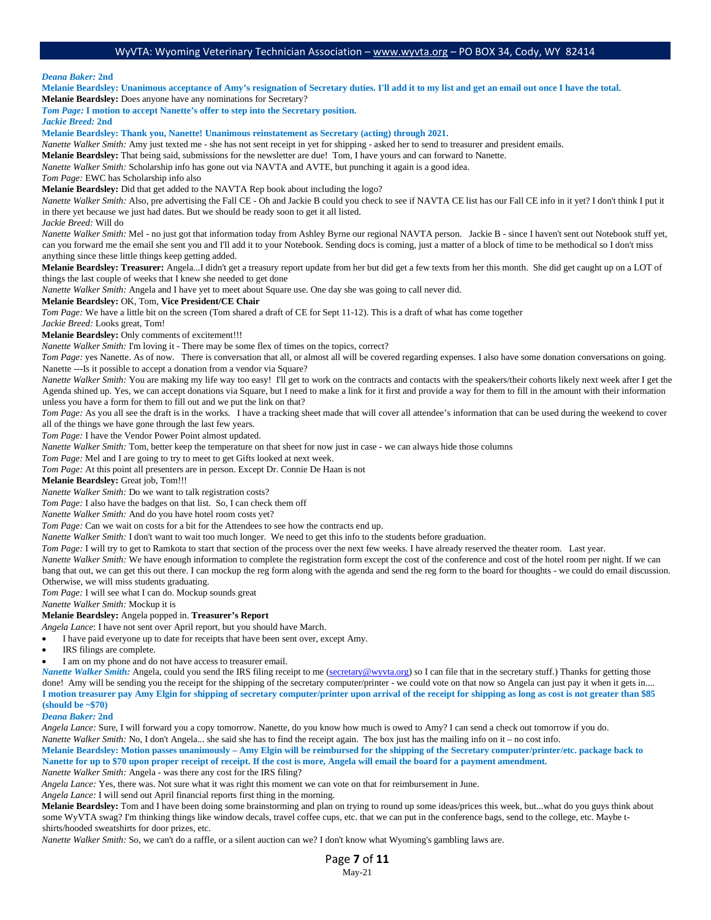***Deana Baker:*** **2nd**

**Melanie Beardsley: Unanimous acceptance of Amy's resignation of Secretary duties. I'll add it to my list and get an email out once I have the total.**

**Melanie Beardsley:** Does anyone have any nominations for Secretary?

***Tom Page:*** **I motion to accept Nanette's offer to step into the Secretary position.**

***Jackie Breed:*** **2nd**

**Melanie Beardsley: Thank you, Nanette! Unanimous reinstatement as Secretary (acting) through 2021.**

*Nanette Walker Smith:* Amy just texted me - she has not sent receipt in yet for shipping - asked her to send to treasurer and president emails.

**Melanie Beardsley:** That being said, submissions for the newsletter are due! Tom, I have yours and can forward to Nanette.

*Nanette Walker Smith:* Scholarship info has gone out via NAVTA and AVTE, but punching it again is a good idea.

*Tom Page:* EWC has Scholarship info also

**Melanie Beardsley:** Did that get added to the NAVTA Rep book about including the logo?

*Nanette Walker Smith:* Also, pre advertising the Fall CE - Oh and Jackie B could you check to see if NAVTA CE list has our Fall CE info in it yet? I don't think I put it in there yet because we just had dates. But we should be ready soon to get it all listed.

*Jackie Breed:* Will do

*Nanette Walker Smith:* Mel - no just got that information today from Ashley Byrne our regional NAVTA person. Jackie B - since I haven't sent out Notebook stuff yet, can you forward me the email she sent you and I'll add it to your Notebook. Sending docs is coming, just a matter of a block of time to be methodical so I don't miss anything since these little things keep getting added.

**Melanie Beardsley: Treasurer:** Angela...I didn't get a treasury report update from her but did get a few texts from her this month. She did get caught up on a LOT of things the last couple of weeks that I knew she needed to get done

*Nanette Walker Smith:* Angela and I have yet to meet about Square use. One day she was going to call never did.

**Melanie Beardsley:** OK, Tom, **Vice President/CE Chair**

*Tom Page:* We have a little bit on the screen (Tom shared a draft of CE for Sept 11-12). This is a draft of what has come together

*Jackie Breed:* Looks great, Tom!

**Melanie Beardsley:** Only comments of excitement!!!

*Nanette Walker Smith:* I'm loving it - There may be some flex of times on the topics, correct?

*Tom Page:* yes Nanette. As of now. There is conversation that all, or almost all will be covered regarding expenses. I also have some donation conversations on going. Nanette ---Is it possible to accept a donation from a vendor via Square?

*Nanette Walker Smith:* You are making my life way too easy! I'll get to work on the contracts and contacts with the speakers/their cohorts likely next week after I get the Agenda shined up. Yes, we can accept donations via Square, but I need to make a link for it first and provide a way for them to fill in the amount with their information unless you have a form for them to fill out and we put the link on that?

*Tom Page:* As you all see the draft is in the works. I have a tracking sheet made that will cover all attendee's information that can be used during the weekend to cover all of the things we have gone through the last few years.

*Tom Page:* I have the Vendor Power Point almost updated.

*Nanette Walker Smith:* Tom, better keep the temperature on that sheet for now just in case - we can always hide those columns

*Tom Page:* Mel and I are going to try to meet to get Gifts looked at next week.

*Tom Page:* At this point all presenters are in person. Except Dr. Connie De Haan is not

**Melanie Beardsley:** Great job, Tom!!!

*Nanette Walker Smith:* Do we want to talk registration costs?

*Tom Page:* I also have the badges on that list. So, I can check them off

*Nanette Walker Smith:* And do you have hotel room costs yet?

*Tom Page:* Can we wait on costs for a bit for the Attendees to see how the contracts end up.

*Nanette Walker Smith:* I don't want to wait too much longer. We need to get this info to the students before graduation.

*Tom Page:* I will try to get to Ramkota to start that section of the process over the next few weeks. I have already reserved the theater room. Last year.

*Nanette Walker Smith:* We have enough information to complete the registration form except the cost of the conference and cost of the hotel room per night. If we can bang that out, we can get this out there. I can mockup the reg form along with the agenda and send the reg form to the board for thoughts - we could do email discussion. Otherwise, we will miss students graduating.

*Tom Page:* I will see what I can do. Mockup sounds great

*Nanette Walker Smith:* Mockup it is

**Melanie Beardsley:** Angela popped in. **Treasurer's Report**

*Angela Lance*: I have not sent over April report, but you should have March.

- I have paid everyone up to date for receipts that have been sent over, except Amy.
- IRS filings are complete.
- I am on my phone and do not have access to treasurer email.

*Nanette Walker Smith:* Angela, could you send the IRS filing receipt to me (secretary@wyvta.org) so I can file that in the secretary stuff.) Thanks for getting those done! Amy will be sending you the receipt for the shipping of the secretary computer/printer - we could vote on that now so Angela can just pay it when it gets in....
**I motion treasurer pay Amy Elgin for shipping of secretary computer/printer upon arrival of the receipt for shipping as long as cost is not greater than $85 (should be ~$70)**

***Deana Baker:*** **2nd**

*Angela Lance:* Sure, I will forward you a copy tomorrow. Nanette, do you know how much is owed to Amy? I can send a check out tomorrow if you do.

*Nanette Walker Smith:* No, I don't Angela... she said she has to find the receipt again. The box just has the mailing info on it – no cost info.

**Melanie Beardsley: Motion passes unanimously – Amy Elgin will be reimbursed for the shipping of the Secretary computer/printer/etc. package back to Nanette for up to $70 upon proper receipt of receipt. If the cost is more, Angela will email the board for a payment amendment.**

*Nanette Walker Smith:* Angela - was there any cost for the IRS filing?

*Angela Lance:* Yes, there was. Not sure what it was right this moment we can vote on that for reimbursement in June.

*Angela Lance:* I will send out April financial reports first thing in the morning.

**Melanie Beardsley:** Tom and I have been doing some brainstorming and plan on trying to round up some ideas/prices this week, but...what do you guys think about some WyVTA swag? I'm thinking things like window decals, travel coffee cups, etc. that we can put in the conference bags, send to the college, etc. Maybe t-shirts/hooded sweatshirts for door prizes, etc.

*Nanette Walker Smith:* So, we can't do a raffle, or a silent auction can we? I don't know what Wyoming's gambling laws are.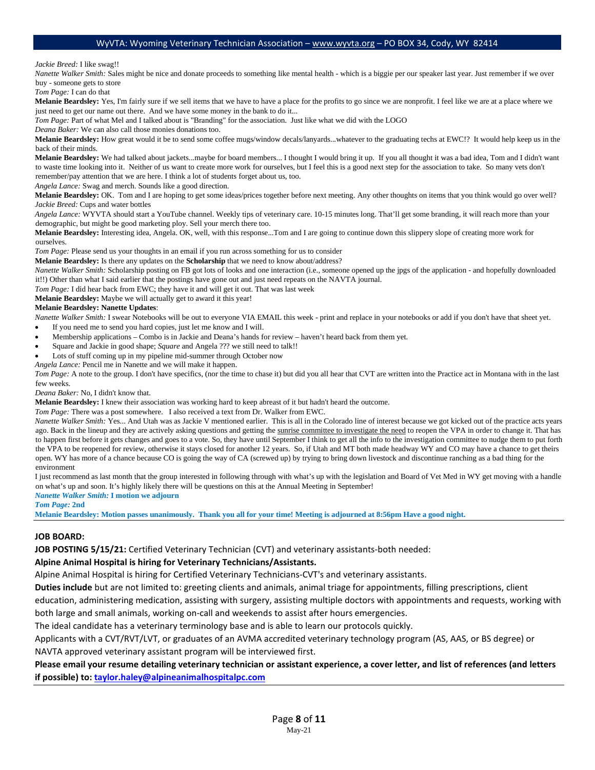*Jackie Breed:* I like swag!!

*Nanette Walker Smith:* Sales might be nice and donate proceeds to something like mental health - which is a biggie per our speaker last year. Just remember if we over buy - someone gets to store

*Tom Page:* I can do that

**Melanie Beardsley:** Yes, I'm fairly sure if we sell items that we have to have a place for the profits to go since we are nonprofit. I feel like we are at a place where we just need to get our name out there. And we have some money in the bank to do it...

*Tom Page:* Part of what Mel and I talked about is "Branding" for the association. Just like what we did with the LOGO

*Deana Baker:* We can also call those monies donations too.

**Melanie Beardsley:** How great would it be to send some coffee mugs/window decals/lanyards...whatever to the graduating techs at EWC!? It would help keep us in the back of their minds.

**Melanie Beardsley:** We had talked about jackets...maybe for board members... I thought I would bring it up. If you all thought it was a bad idea, Tom and I didn't want to waste time looking into it. Neither of us want to create more work for ourselves, but I feel this is a good next step for the association to take. So many vets don't remember/pay attention that we are here. I think a lot of students forget about us, too.

*Angela Lance:* Swag and merch. Sounds like a good direction.

**Melanie Beardsley:** OK. Tom and I are hoping to get some ideas/prices together before next meeting. Any other thoughts on items that you think would go over well?

*Jackie Breed:* Cups and water bottles

*Angela Lance:* WYVTA should start a YouTube channel. Weekly tips of veterinary care. 10-15 minutes long. That'll get some branding, it will reach more than your demographic, but might be good marketing ploy. Sell your merch there too.

**Melanie Beardsley:** Interesting idea, Angela. OK, well, with this response...Tom and I are going to continue down this slippery slope of creating more work for ourselves.

*Tom Page:* Please send us your thoughts in an email if you run across something for us to consider

**Melanie Beardsley:** Is there any updates on the **Scholarship** that we need to know about/address?

*Nanette Walker Smith:* Scholarship posting on FB got lots of looks and one interaction (i.e., someone opened up the jpgs of the application - and hopefully downloaded it!!) Other than what I said earlier that the postings have gone out and just need repeats on the NAVTA journal.

*Tom Page:* I did hear back from EWC; they have it and will get it out. That was last week

**Melanie Beardsley:** Maybe we will actually get to award it this year!

**Melanie Beardsley: Nanette Updates**:

*Nanette Walker Smith:* I swear Notebooks will be out to everyone VIA EMAIL this week - print and replace in your notebooks or add if you don't have that sheet yet.

- If you need me to send you hard copies, just let me know and I will.
- Membership applications – Combo is in Jackie and Deana's hands for review – haven't heard back from them yet.
- Square and Jackie in good shape; *Square* and Angela ??? we still need to talk!!
- Lots of stuff coming up in my pipeline mid-summer through October now

*Angela Lance:* Pencil me in Nanette and we will make it happen.

*Tom Page:* A note to the group. I don't have specifics, (nor the time to chase it) but did you all hear that CVT are written into the Practice act in Montana with in the last few weeks.

*Deana Baker:* No, I didn't know that.

**Melanie Beardsley:** I knew their association was working hard to keep abreast of it but hadn't heard the outcome.

*Tom Page:* There was a post somewhere. I also received a text from Dr. Walker from EWC.

*Nanette Walker Smith:* Yes... And Utah was as Jackie V mentioned earlier. This is all in the Colorado line of interest because we got kicked out of the practice acts years ago. Back in the lineup and they are actively asking questions and getting the sunrise committee to investigate the need to reopen the VPA in order to change it. That has to happen first before it gets changes and goes to a vote. So, they have until September I think to get all the info to the investigation committee to nudge them to put forth the VPA to be reopened for review, otherwise it stays closed for another 12 years. So, if Utah and MT both made headway WY and CO may have a chance to get theirs open. WY has more of a chance because CO is going the way of CA (screwed up) by trying to bring down livestock and discontinue ranching as a bad thing for the environment

I just recommend as last month that the group interested in following through with what's up with the legislation and Board of Vet Med in WY get moving with a handle on what's up and soon. It's highly likely there will be questions on this at the Annual Meeting in September!

***Nanette Walker Smith:* I motion we adjourn**

***Tom Page:* 2nd**

**Melanie Beardsley: Motion passes unanimously. Thank you all for your time! Meeting is adjourned at 8:56pm Have a good night.**

---

**JOB BOARD:**

**JOB POSTING 5/15/21:** Certified Veterinary Technician (CVT) and veterinary assistants-both needed:

**Alpine Animal Hospital is hiring for Veterinary Technicians/Assistants.**

Alpine Animal Hospital is hiring for Certified Veterinary Technicians-CVT's and veterinary assistants.

**Duties include** but are not limited to: greeting clients and animals, animal triage for appointments, filling prescriptions, client education, administering medication, assisting with surgery, assisting multiple doctors with appointments and requests, working with both large and small animals, working on-call and weekends to assist after hours emergencies.

The ideal candidate has a veterinary terminology base and is able to learn our protocols quickly.

Applicants with a CVT/RVT/LVT, or graduates of an AVMA accredited veterinary technology program (AS, AAS, or BS degree) or NAVTA approved veterinary assistant program will be interviewed first.

**Please email your resume detailing veterinary technician or assistant experience, a cover letter, and list of references (and letters if possible) to: taylor.haley@alpineanimalhospitalpc.com**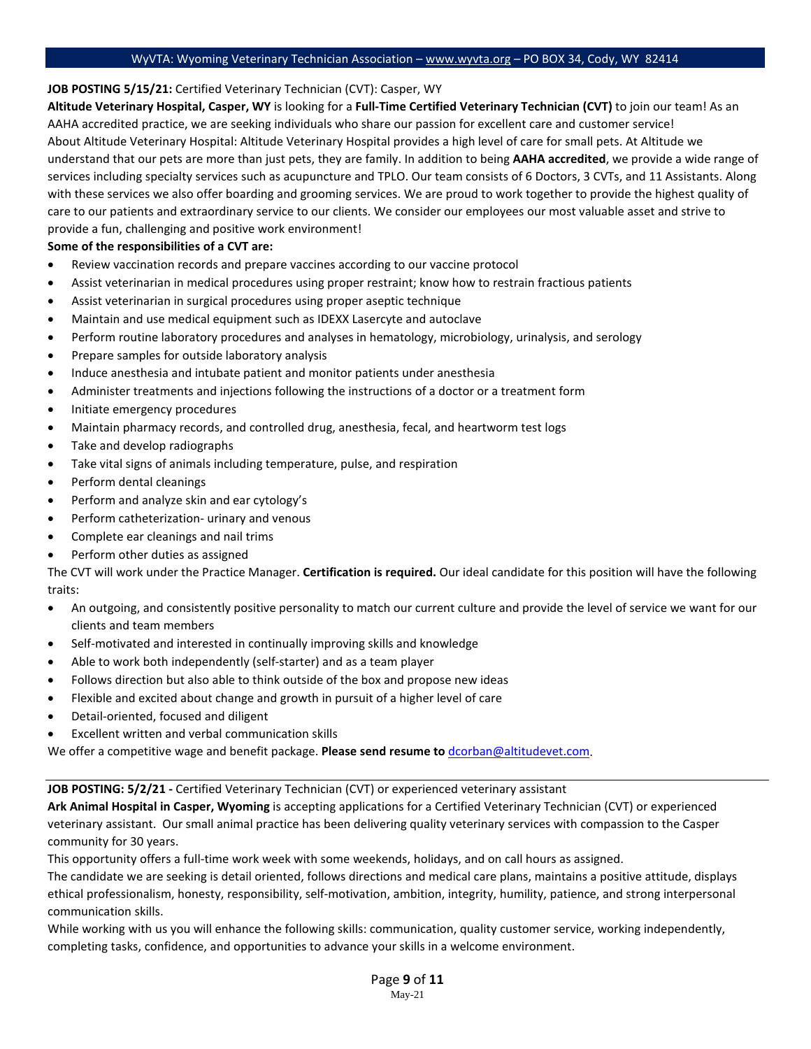**JOB POSTING 5/15/21:** Certified Veterinary Technician (CVT): Casper, WY

**Altitude Veterinary Hospital, Casper, WY** is looking for a **Full-Time Certified Veterinary Technician (CVT)** to join our team! As an AAHA accredited practice, we are seeking individuals who share our passion for excellent care and customer service!

About Altitude Veterinary Hospital: Altitude Veterinary Hospital provides a high level of care for small pets. At Altitude we understand that our pets are more than just pets, they are family. In addition to being **AAHA accredited**, we provide a wide range of services including specialty services such as acupuncture and TPLO. Our team consists of 6 Doctors, 3 CVTs, and 11 Assistants. Along with these services we also offer boarding and grooming services. We are proud to work together to provide the highest quality of care to our patients and extraordinary service to our clients. We consider our employees our most valuable asset and strive to provide a fun, challenging and positive work environment!

**Some of the responsibilities of a CVT are:**

- Review vaccination records and prepare vaccines according to our vaccine protocol
- Assist veterinarian in medical procedures using proper restraint; know how to restrain fractious patients
- Assist veterinarian in surgical procedures using proper aseptic technique
- Maintain and use medical equipment such as IDEXX Lasercyte and autoclave
- Perform routine laboratory procedures and analyses in hematology, microbiology, urinalysis, and serology
- Prepare samples for outside laboratory analysis
- Induce anesthesia and intubate patient and monitor patients under anesthesia
- Administer treatments and injections following the instructions of a doctor or a treatment form
- Initiate emergency procedures
- Maintain pharmacy records, and controlled drug, anesthesia, fecal, and heartworm test logs
- Take and develop radiographs
- Take vital signs of animals including temperature, pulse, and respiration
- Perform dental cleanings
- Perform and analyze skin and ear cytology's
- Perform catheterization- urinary and venous
- Complete ear cleanings and nail trims
- Perform other duties as assigned

The CVT will work under the Practice Manager. **Certification is required.** Our ideal candidate for this position will have the following traits:

- An outgoing, and consistently positive personality to match our current culture and provide the level of service we want for our clients and team members
- Self-motivated and interested in continually improving skills and knowledge
- Able to work both independently (self-starter) and as a team player
- Follows direction but also able to think outside of the box and propose new ideas
- Flexible and excited about change and growth in pursuit of a higher level of care
- Detail-oriented, focused and diligent
- Excellent written and verbal communication skills

We offer a competitive wage and benefit package. **Please send resume to** dcorban@altitudevet.com.

---

**JOB POSTING: 5/2/21 -** Certified Veterinary Technician (CVT) or experienced veterinary assistant

**Ark Animal Hospital in Casper, Wyoming** is accepting applications for a Certified Veterinary Technician (CVT) or experienced veterinary assistant. Our small animal practice has been delivering quality veterinary services with compassion to the Casper community for 30 years.

This opportunity offers a full-time work week with some weekends, holidays, and on call hours as assigned.

The candidate we are seeking is detail oriented, follows directions and medical care plans, maintains a positive attitude, displays ethical professionalism, honesty, responsibility, self-motivation, ambition, integrity, humility, patience, and strong interpersonal communication skills.

While working with us you will enhance the following skills: communication, quality customer service, working independently, completing tasks, confidence, and opportunities to advance your skills in a welcome environment.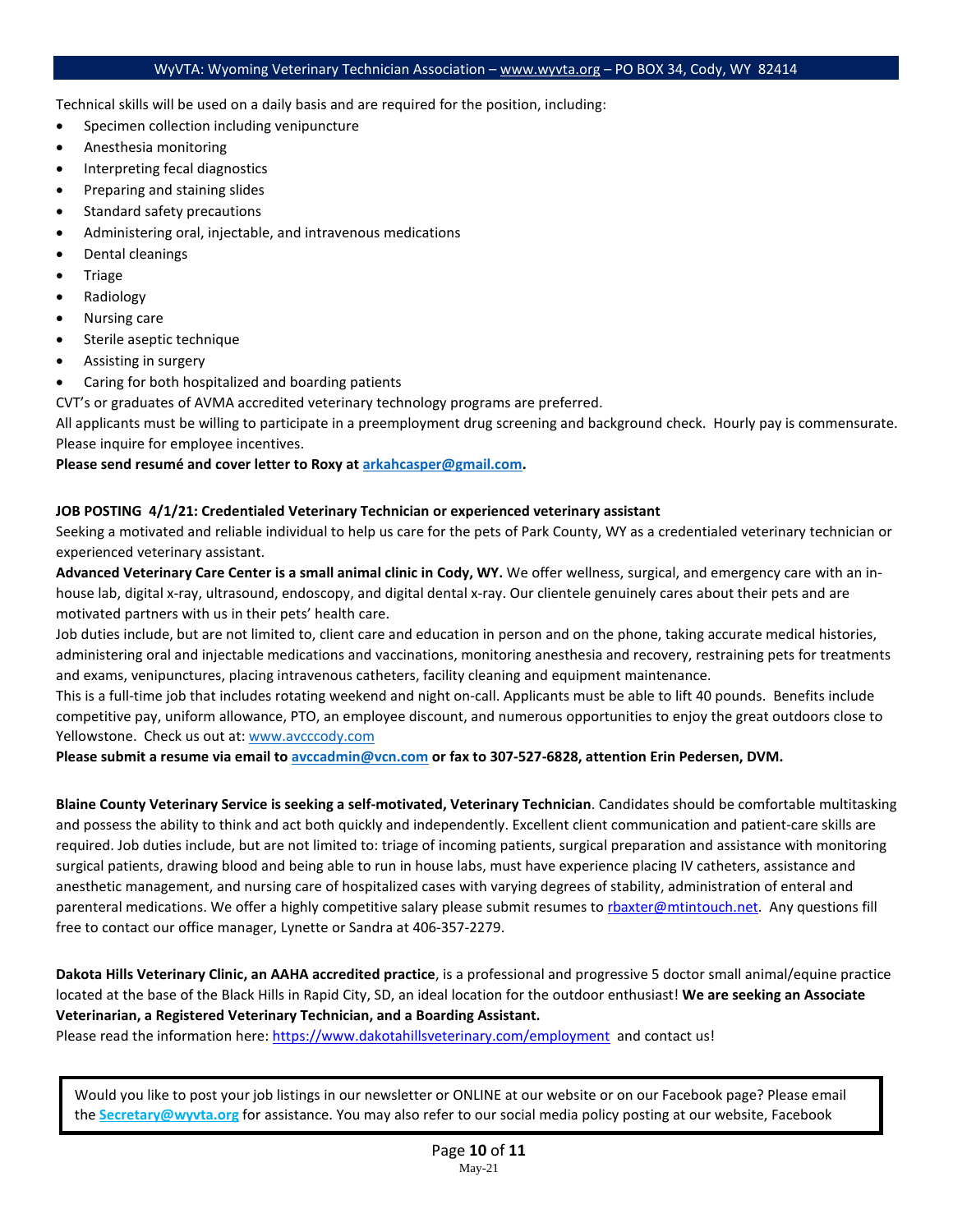Technical skills will be used on a daily basis and are required for the position, including:

- Specimen collection including venipuncture
- Anesthesia monitoring
- Interpreting fecal diagnostics
- Preparing and staining slides
- Standard safety precautions
- Administering oral, injectable, and intravenous medications
- Dental cleanings
- Triage
- Radiology
- Nursing care
- Sterile aseptic technique
- Assisting in surgery
- Caring for both hospitalized and boarding patients

CVT's or graduates of AVMA accredited veterinary technology programs are preferred.

All applicants must be willing to participate in a preemployment drug screening and background check. Hourly pay is commensurate. Please inquire for employee incentives.

**Please send resumé and cover letter to Roxy at arkahcasper@gmail.com.**

**JOB POSTING 4/1/21: Credentialed Veterinary Technician or experienced veterinary assistant**

Seeking a motivated and reliable individual to help us care for the pets of Park County, WY as a credentialed veterinary technician or experienced veterinary assistant.

**Advanced Veterinary Care Center is a small animal clinic in Cody, WY.** We offer wellness, surgical, and emergency care with an in-house lab, digital x-ray, ultrasound, endoscopy, and digital dental x-ray. Our clientele genuinely cares about their pets and are motivated partners with us in their pets' health care.

Job duties include, but are not limited to, client care and education in person and on the phone, taking accurate medical histories, administering oral and injectable medications and vaccinations, monitoring anesthesia and recovery, restraining pets for treatments and exams, venipunctures, placing intravenous catheters, facility cleaning and equipment maintenance.

This is a full-time job that includes rotating weekend and night on-call. Applicants must be able to lift 40 pounds. Benefits include competitive pay, uniform allowance, PTO, an employee discount, and numerous opportunities to enjoy the great outdoors close to Yellowstone. Check us out at: www.avcccody.com

**Please submit a resume via email to avccadmin@vcn.com or fax to 307-527-6828, attention Erin Pedersen, DVM.**

**Blaine County Veterinary Service is seeking a self-motivated, Veterinary Technician**. Candidates should be comfortable multitasking and possess the ability to think and act both quickly and independently. Excellent client communication and patient-care skills are required. Job duties include, but are not limited to: triage of incoming patients, surgical preparation and assistance with monitoring surgical patients, drawing blood and being able to run in house labs, must have experience placing IV catheters, assistance and anesthetic management, and nursing care of hospitalized cases with varying degrees of stability, administration of enteral and parenteral medications. We offer a highly competitive salary please submit resumes to rbaxter@mtintouch.net. Any questions fill free to contact our office manager, Lynette or Sandra at 406-357-2279.

**Dakota Hills Veterinary Clinic, an AAHA accredited practice**, is a professional and progressive 5 doctor small animal/equine practice located at the base of the Black Hills in Rapid City, SD, an ideal location for the outdoor enthusiast! **We are seeking an Associate Veterinarian, a Registered Veterinary Technician, and a Boarding Assistant.**

Please read the information here: https://www.dakotahillsveterinary.com/employment and contact us!

Would you like to post your job listings in our newsletter or ONLINE at our website or on our Facebook page? Please email the **Secretary@wyvta.org** for assistance. You may also refer to our social media policy posting at our website, Facebook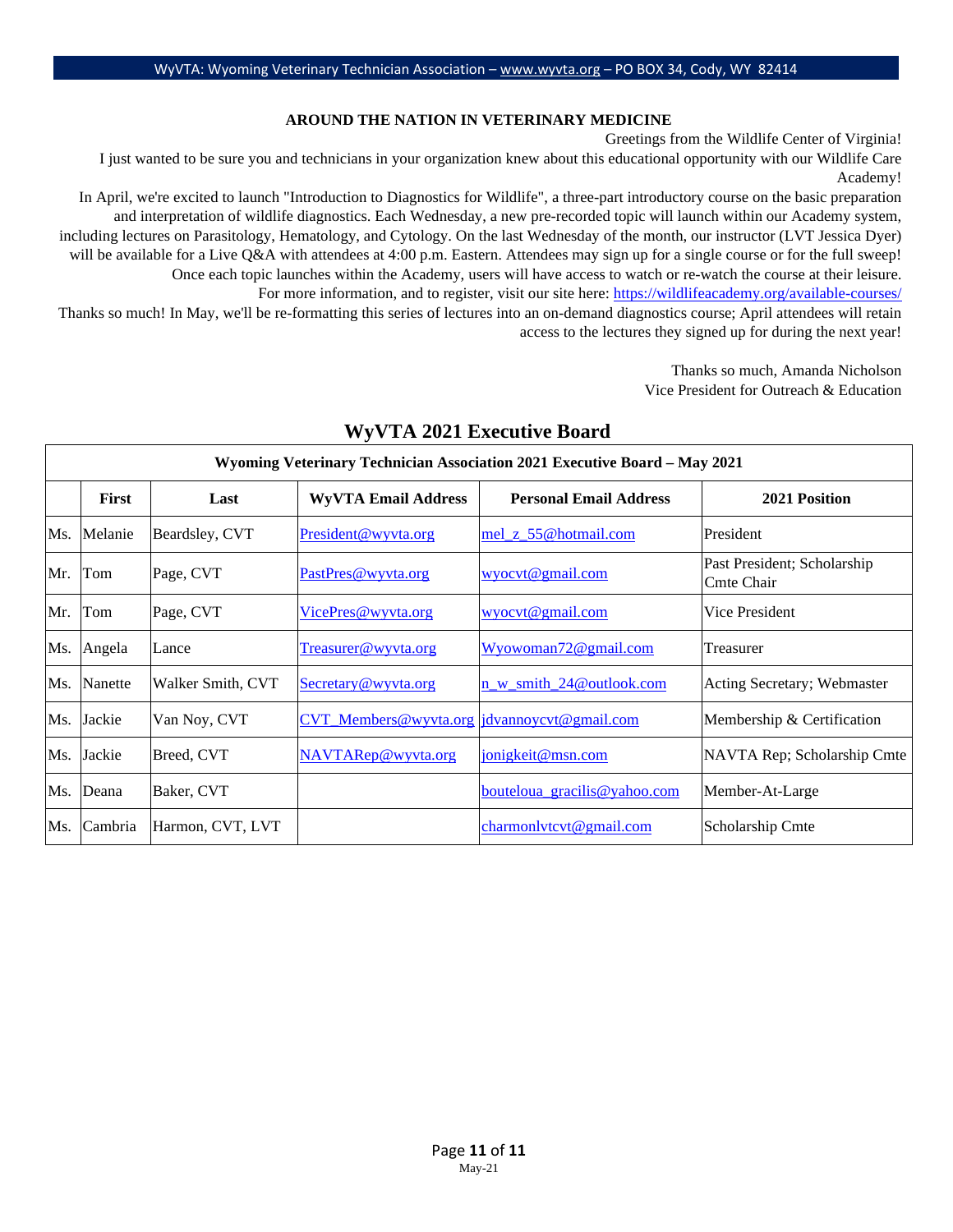**AROUND THE NATION IN VETERINARY MEDICINE**

Greetings from the Wildlife Center of Virginia!

I just wanted to be sure you and technicians in your organization knew about this educational opportunity with our Wildlife Care Academy!

In April, we're excited to launch "Introduction to Diagnostics for Wildlife", a three-part introductory course on the basic preparation and interpretation of wildlife diagnostics. Each Wednesday, a new pre-recorded topic will launch within our Academy system, including lectures on Parasitology, Hematology, and Cytology. On the last Wednesday of the month, our instructor (LVT Jessica Dyer) will be available for a Live Q&A with attendees at 4:00 p.m. Eastern. Attendees may sign up for a single course or for the full sweep! Once each topic launches within the Academy, users will have access to watch or re-watch the course at their leisure.

For more information, and to register, visit our site here: https://wildlifeacademy.org/available-courses/

Thanks so much! In May, we'll be re-formatting this series of lectures into an on-demand diagnostics course; April attendees will retain access to the lectures they signed up for during the next year!

Thanks so much, Amanda Nicholson
Vice President for Outreach & Education

## WyVTA 2021 Executive Board

| Wyoming Veterinary Technician Association 2021 Executive Board – May 2021 | | | | | |
|---|---|---|---|---|---|
| | **First** | **Last** | **WyVTA Email Address** | **Personal Email Address** | **2021 Position** |
| Ms. | Melanie | Beardsley, CVT | President@wyvta.org | mel_z_55@hotmail.com | President |
| Mr. | Tom | Page, CVT | PastPres@wyvta.org | wyocvt@gmail.com | Past President; Scholarship Cmte Chair |
| Mr. | Tom | Page, CVT | VicePres@wyvta.org | wyocvt@gmail.com | Vice President |
| Ms. | Angela | Lance | Treasurer@wyvta.org | Wyowoman72@gmail.com | Treasurer |
| Ms. | Nanette | Walker Smith, CVT | Secretary@wyvta.org | n_w_smith_24@outlook.com | Acting Secretary; Webmaster |
| Ms. | Jackie | Van Noy, CVT | CVT_Members@wyvta.org | jdvannoycvt@gmail.com | Membership & Certification |
| Ms. | Jackie | Breed, CVT | NAVTARep@wyvta.org | jonigkeit@msn.com | NAVTA Rep; Scholarship Cmte |
| Ms. | Deana | Baker, CVT | | bouteloua_gracilis@yahoo.com | Member-At-Large |
| Ms. | Cambria | Harmon, CVT, LVT | | charmonlvtcvt@gmail.com | Scholarship Cmte |